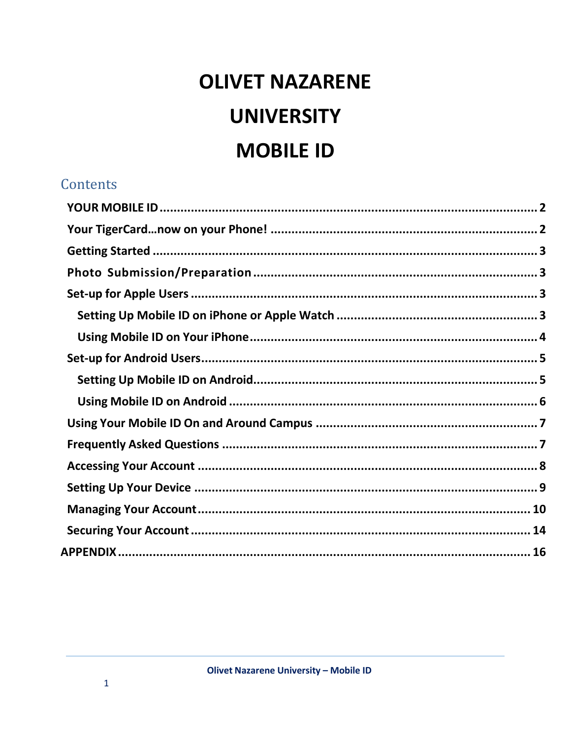# OLIVET NAZARENE UNIVERSITY MOBILE ID

## Contents

- YOUR MOBILE ID ........................................ 2
- Your TigerCard…now on your Phone! ........................................ 2
- Getting Started ........................................ 3
- Photo Submission/Preparation ........................................ 3
- Set-up for Apple Users ........................................ 3
  - Setting Up Mobile ID on iPhone or Apple Watch ........................................ 3
  - Using Mobile ID on Your iPhone ........................................ 4
- Set-up for Android Users ........................................ 5
  - Setting Up Mobile ID on Android ........................................ 5
  - Using Mobile ID on Android ........................................ 6
- Using Your Mobile ID On and Around Campus ........................................ 7
- Frequently Asked Questions ........................................ 7
- Accessing Your Account ........................................ 8
- Setting Up Your Device ........................................ 9
- Managing Your Account ........................................ 10
- Securing Your Account ........................................ 14
- APPENDIX ........................................ 16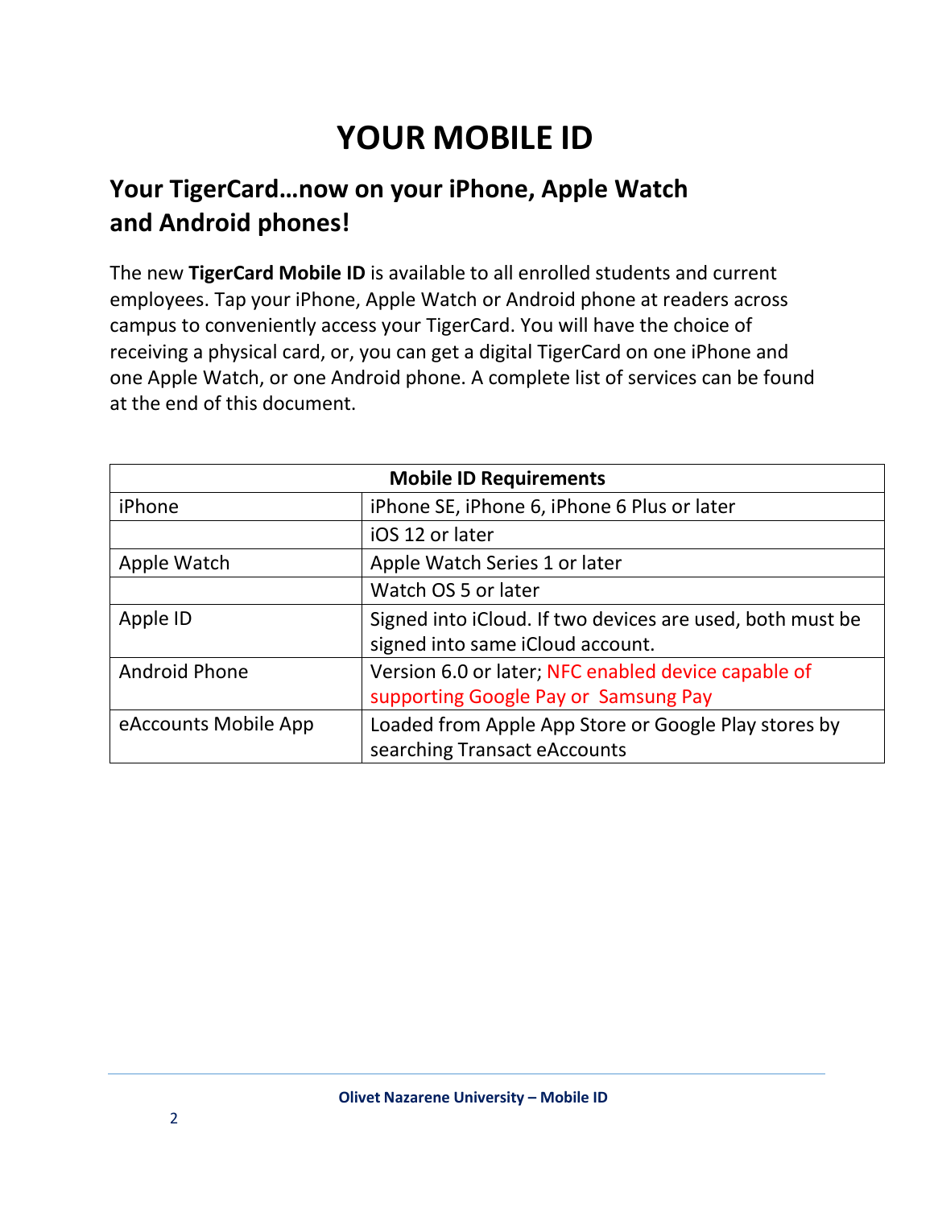# YOUR MOBILE ID

## Your TigerCard…now on your iPhone, Apple Watch and Android phones!

The new **TigerCard Mobile ID** is available to all enrolled students and current employees. Tap your iPhone, Apple Watch or Android phone at readers across campus to conveniently access your TigerCard. You will have the choice of receiving a physical card, or, you can get a digital TigerCard on one iPhone and one Apple Watch, or one Android phone. A complete list of services can be found at the end of this document.

| Mobile ID Requirements | |
|---|---|
| iPhone | iPhone SE, iPhone 6, iPhone 6 Plus or later |
| | iOS 12 or later |
| Apple Watch | Apple Watch Series 1 or later |
| | Watch OS 5 or later |
| Apple ID | Signed into iCloud. If two devices are used, both must be signed into same iCloud account. |
| Android Phone | Version 6.0 or later; NFC enabled device capable of supporting Google Pay or Samsung Pay |
| eAccounts Mobile App | Loaded from Apple App Store or Google Play stores by searching Transact eAccounts |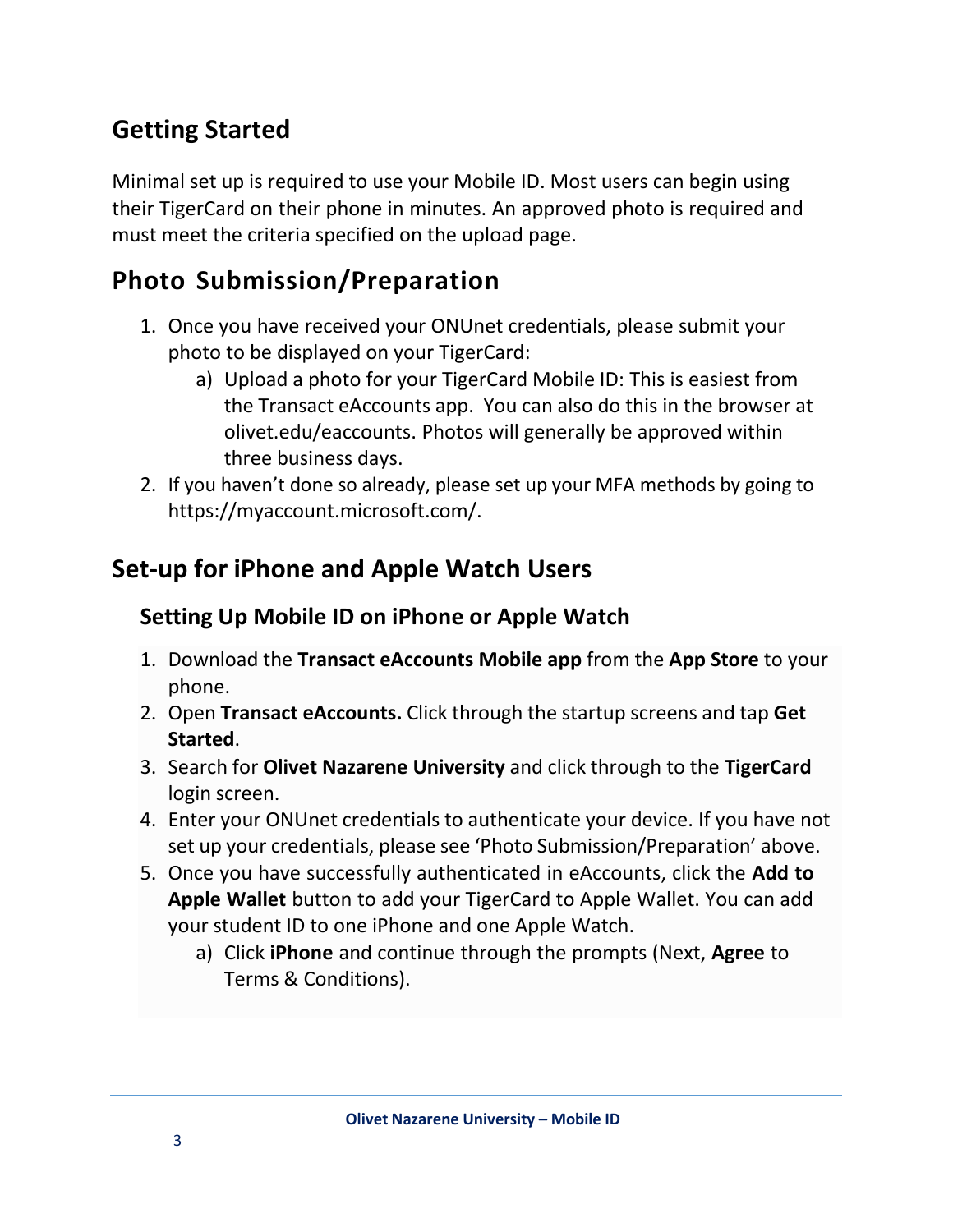## Getting Started

Minimal set up is required to use your Mobile ID. Most users can begin using their TigerCard on their phone in minutes. An approved photo is required and must meet the criteria specified on the upload page.

## Photo Submission/Preparation

1. Once you have received your ONUnet credentials, please submit your photo to be displayed on your TigerCard:
    a) Upload a photo for your TigerCard Mobile ID: This is easiest from the Transact eAccounts app. You can also do this in the browser at olivet.edu/eaccounts. Photos will generally be approved within three business days.
2. If you haven't done so already, please set up your MFA methods by going to https://myaccount.microsoft.com/.

## Set-up for iPhone and Apple Watch Users

### Setting Up Mobile ID on iPhone or Apple Watch

1. Download the **Transact eAccounts Mobile app** from the **App Store** to your phone.
2. Open **Transact eAccounts.** Click through the startup screens and tap **Get Started**.
3. Search for **Olivet Nazarene University** and click through to the **TigerCard** login screen.
4. Enter your ONUnet credentials to authenticate your device. If you have not set up your credentials, please see 'Photo Submission/Preparation' above.
5. Once you have successfully authenticated in eAccounts, click the **Add to Apple Wallet** button to add your TigerCard to Apple Wallet. You can add your student ID to one iPhone and one Apple Watch.
    a) Click **iPhone** and continue through the prompts (Next, **Agree** to Terms & Conditions).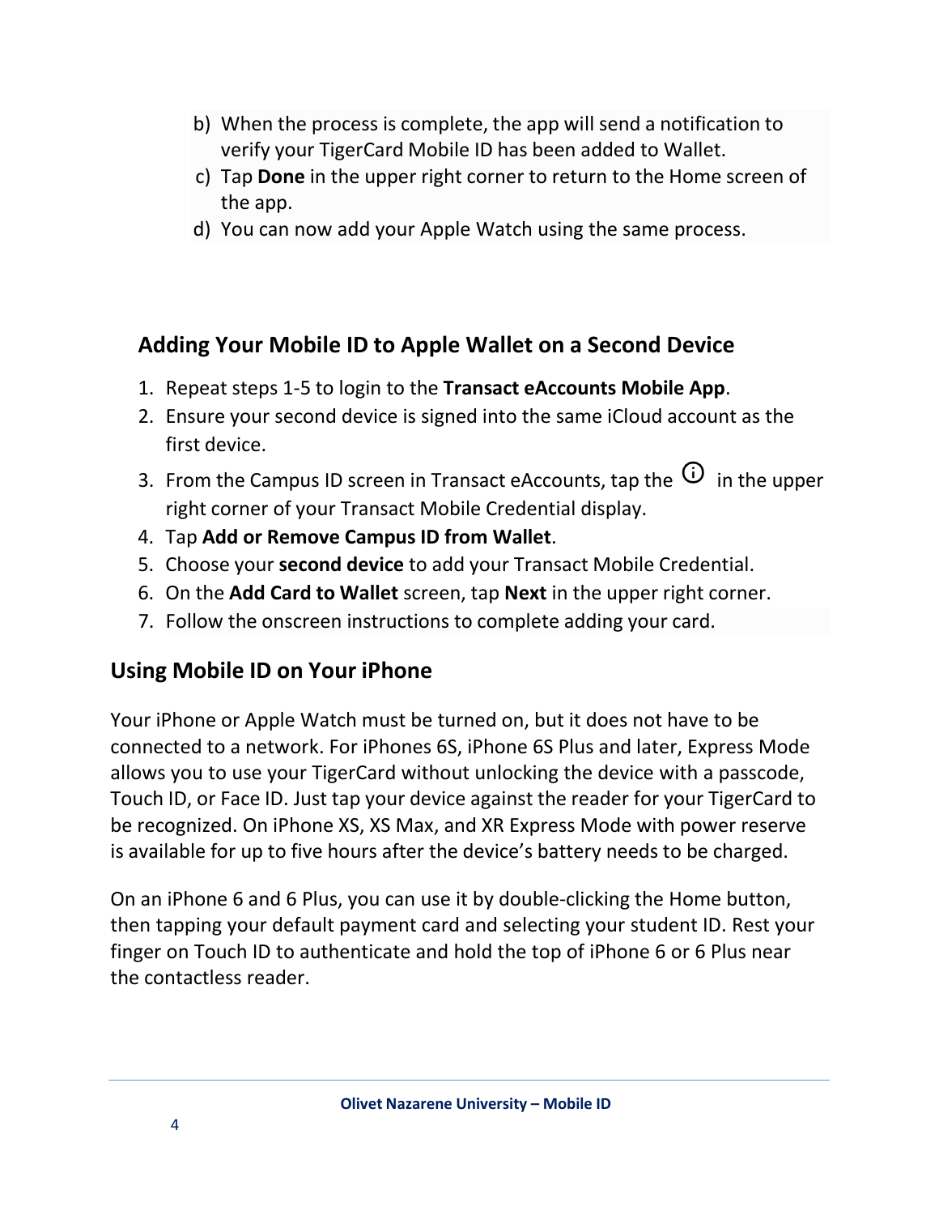b) When the process is complete, the app will send a notification to verify your TigerCard Mobile ID has been added to Wallet.
c) Tap **Done** in the upper right corner to return to the Home screen of the app.
d) You can now add your Apple Watch using the same process.

## Adding Your Mobile ID to Apple Wallet on a Second Device

1. Repeat steps 1-5 to login to the **Transact eAccounts Mobile App**.
2. Ensure your second device is signed into the same iCloud account as the first device.
3. From the Campus ID screen in Transact eAccounts, tap the ⓘ in the upper right corner of your Transact Mobile Credential display.
4. Tap **Add or Remove Campus ID from Wallet**.
5. Choose your **second device** to add your Transact Mobile Credential.
6. On the **Add Card to Wallet** screen, tap **Next** in the upper right corner.
7. Follow the onscreen instructions to complete adding your card.

## Using Mobile ID on Your iPhone

Your iPhone or Apple Watch must be turned on, but it does not have to be connected to a network. For iPhones 6S, iPhone 6S Plus and later, Express Mode allows you to use your TigerCard without unlocking the device with a passcode, Touch ID, or Face ID. Just tap your device against the reader for your TigerCard to be recognized. On iPhone XS, XS Max, and XR Express Mode with power reserve is available for up to five hours after the device's battery needs to be charged.

On an iPhone 6 and 6 Plus, you can use it by double-clicking the Home button, then tapping your default payment card and selecting your student ID. Rest your finger on Touch ID to authenticate and hold the top of iPhone 6 or 6 Plus near the contactless reader.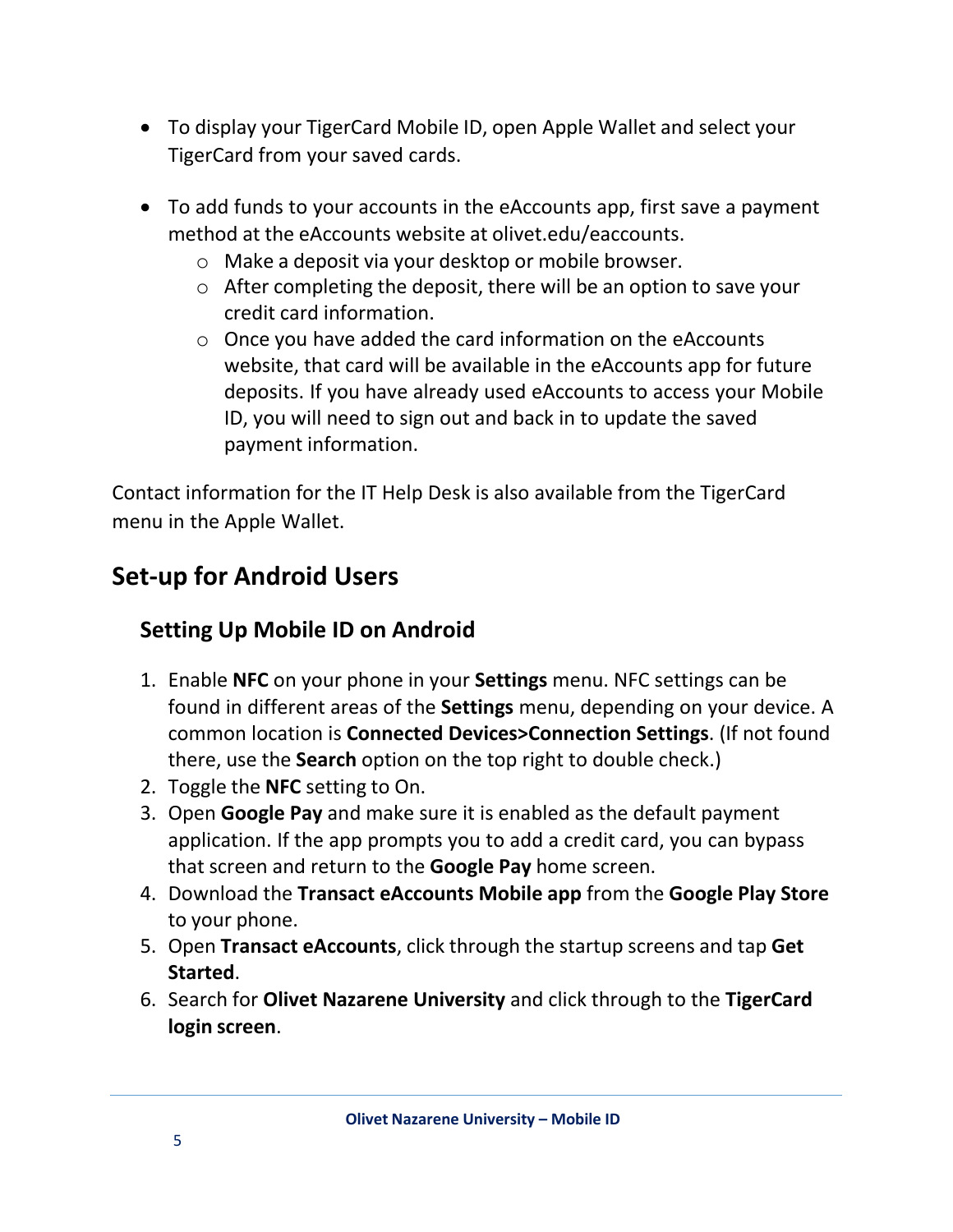- To display your TigerCard Mobile ID, open Apple Wallet and select your TigerCard from your saved cards.

- To add funds to your accounts in the eAccounts app, first save a payment method at the eAccounts website at olivet.edu/eaccounts.
  - Make a deposit via your desktop or mobile browser.
  - After completing the deposit, there will be an option to save your credit card information.
  - Once you have added the card information on the eAccounts website, that card will be available in the eAccounts app for future deposits. If you have already used eAccounts to access your Mobile ID, you will need to sign out and back in to update the saved payment information.

Contact information for the IT Help Desk is also available from the TigerCard menu in the Apple Wallet.

## Set-up for Android Users

### Setting Up Mobile ID on Android

1. Enable **NFC** on your phone in your **Settings** menu. NFC settings can be found in different areas of the **Settings** menu, depending on your device. A common location is **Connected Devices>Connection Settings**. (If not found there, use the **Search** option on the top right to double check.)
2. Toggle the **NFC** setting to On.
3. Open **Google Pay** and make sure it is enabled as the default payment application. If the app prompts you to add a credit card, you can bypass that screen and return to the **Google Pay** home screen.
4. Download the **Transact eAccounts Mobile app** from the **Google Play Store** to your phone.
5. Open **Transact eAccounts**, click through the startup screens and tap **Get Started**.
6. Search for **Olivet Nazarene University** and click through to the **TigerCard login screen**.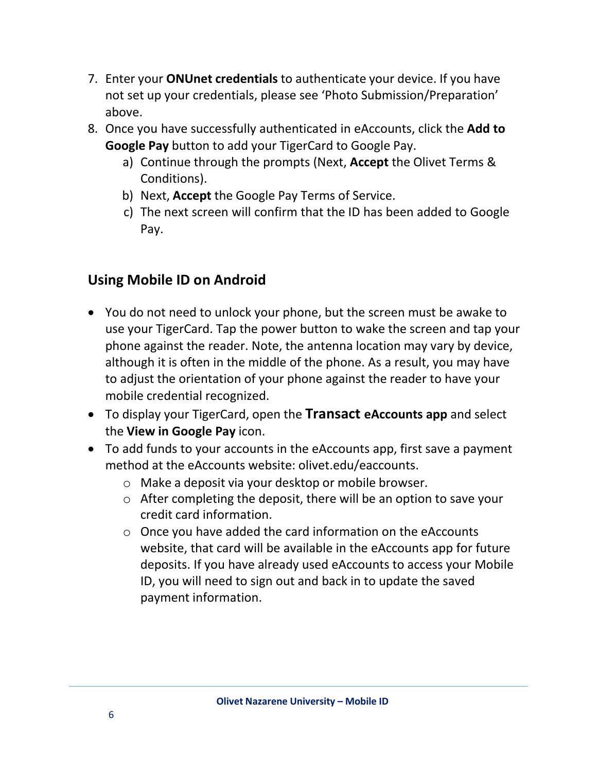7. Enter your **ONUnet credentials** to authenticate your device. If you have not set up your credentials, please see 'Photo Submission/Preparation' above.
8. Once you have successfully authenticated in eAccounts, click the **Add to Google Pay** button to add your TigerCard to Google Pay.
    a) Continue through the prompts (Next, **Accept** the Olivet Terms & Conditions).
    b) Next, **Accept** the Google Pay Terms of Service.
    c) The next screen will confirm that the ID has been added to Google Pay.

## Using Mobile ID on Android

- You do not need to unlock your phone, but the screen must be awake to use your TigerCard. Tap the power button to wake the screen and tap your phone against the reader. Note, the antenna location may vary by device, although it is often in the middle of the phone. As a result, you may have to adjust the orientation of your phone against the reader to have your mobile credential recognized.
- To display your TigerCard, open the **Transact eAccounts app** and select the **View in Google Pay** icon.
- To add funds to your accounts in the eAccounts app, first save a payment method at the eAccounts website: olivet.edu/eaccounts.
    - Make a deposit via your desktop or mobile browser.
    - After completing the deposit, there will be an option to save your credit card information.
    - Once you have added the card information on the eAccounts website, that card will be available in the eAccounts app for future deposits. If you have already used eAccounts to access your Mobile ID, you will need to sign out and back in to update the saved payment information.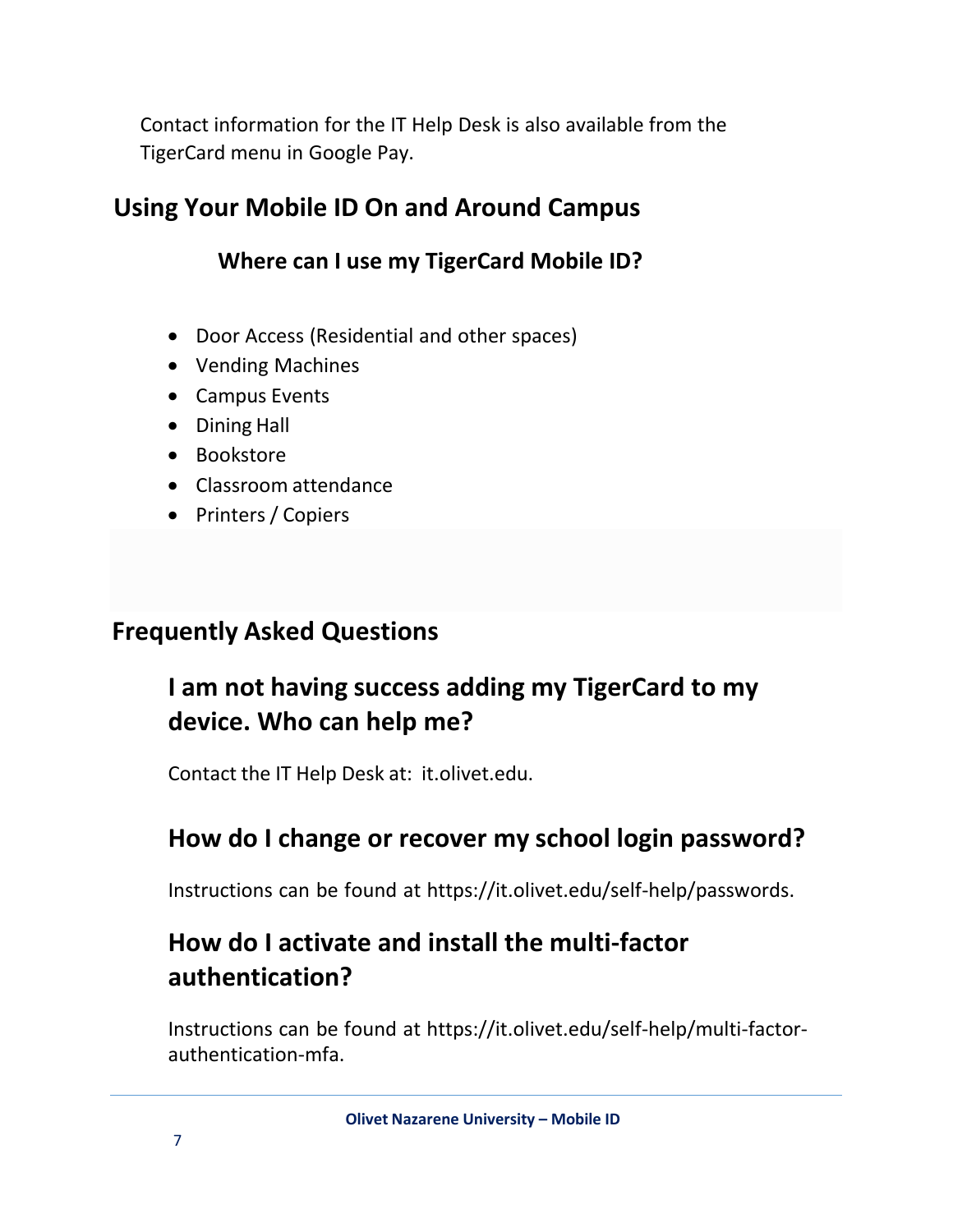Contact information for the IT Help Desk is also available from the TigerCard menu in Google Pay.

## Using Your Mobile ID On and Around Campus

### Where can I use my TigerCard Mobile ID?

- Door Access (Residential and other spaces)
- Vending Machines
- Campus Events
- Dining Hall
- Bookstore
- Classroom attendance
- Printers / Copiers

## Frequently Asked Questions

### I am not having success adding my TigerCard to my device. Who can help me?

Contact the IT Help Desk at: it.olivet.edu.

### How do I change or recover my school login password?

Instructions can be found at https://it.olivet.edu/self-help/passwords.

### How do I activate and install the multi-factor authentication?

Instructions can be found at https://it.olivet.edu/self-help/multi-factor-authentication-mfa.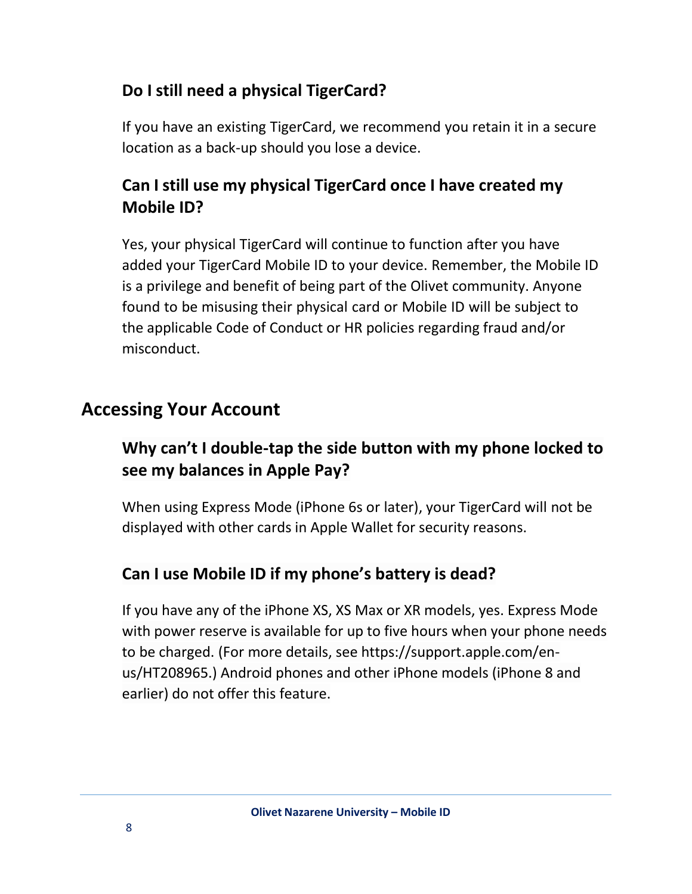### Do I still need a physical TigerCard?

If you have an existing TigerCard, we recommend you retain it in a secure location as a back-up should you lose a device.

### Can I still use my physical TigerCard once I have created my Mobile ID?

Yes, your physical TigerCard will continue to function after you have added your TigerCard Mobile ID to your device. Remember, the Mobile ID is a privilege and benefit of being part of the Olivet community. Anyone found to be misusing their physical card or Mobile ID will be subject to the applicable Code of Conduct or HR policies regarding fraud and/or misconduct.

## Accessing Your Account

### Why can't I double-tap the side button with my phone locked to see my balances in Apple Pay?

When using Express Mode (iPhone 6s or later), your TigerCard will not be displayed with other cards in Apple Wallet for security reasons.

### Can I use Mobile ID if my phone's battery is dead?

If you have any of the iPhone XS, XS Max or XR models, yes. Express Mode with power reserve is available for up to five hours when your phone needs to be charged. (For more details, see https://support.apple.com/en-us/HT208965.) Android phones and other iPhone models (iPhone 8 and earlier) do not offer this feature.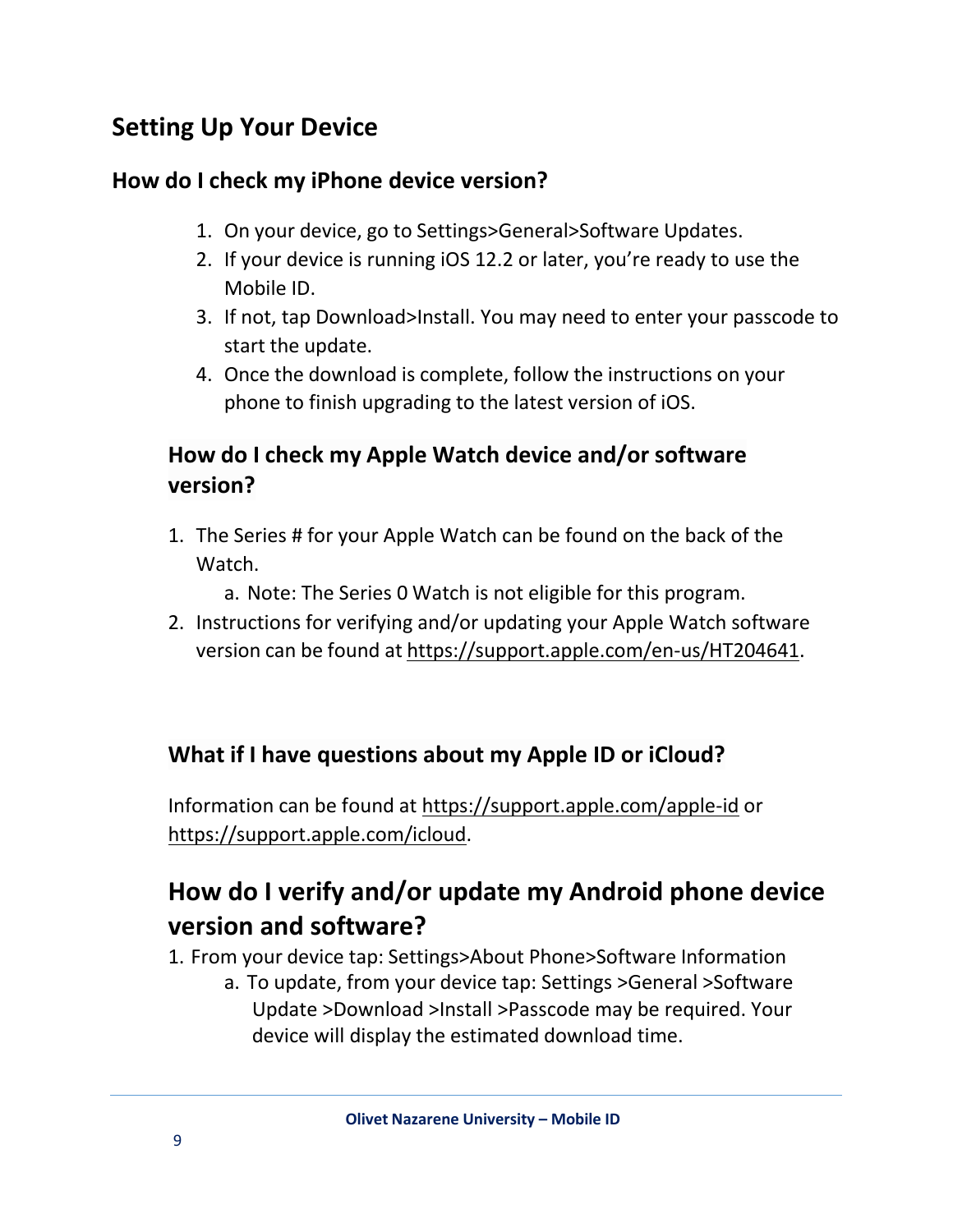## Setting Up Your Device

### How do I check my iPhone device version?

1. On your device, go to Settings>General>Software Updates.
2. If your device is running iOS 12.2 or later, you're ready to use the Mobile ID.
3. If not, tap Download>Install. You may need to enter your passcode to start the update.
4. Once the download is complete, follow the instructions on your phone to finish upgrading to the latest version of iOS.

### How do I check my Apple Watch device and/or software version?

1. The Series # for your Apple Watch can be found on the back of the Watch.
   a. Note: The Series 0 Watch is not eligible for this program.
2. Instructions for verifying and/or updating your Apple Watch software version can be found at https://support.apple.com/en-us/HT204641.

### What if I have questions about my Apple ID or iCloud?

Information can be found at https://support.apple.com/apple-id or https://support.apple.com/icloud.

## How do I verify and/or update my Android phone device version and software?

1. From your device tap: Settings>About Phone>Software Information
   a. To update, from your device tap: Settings >General >Software Update >Download >Install >Passcode may be required. Your device will display the estimated download time.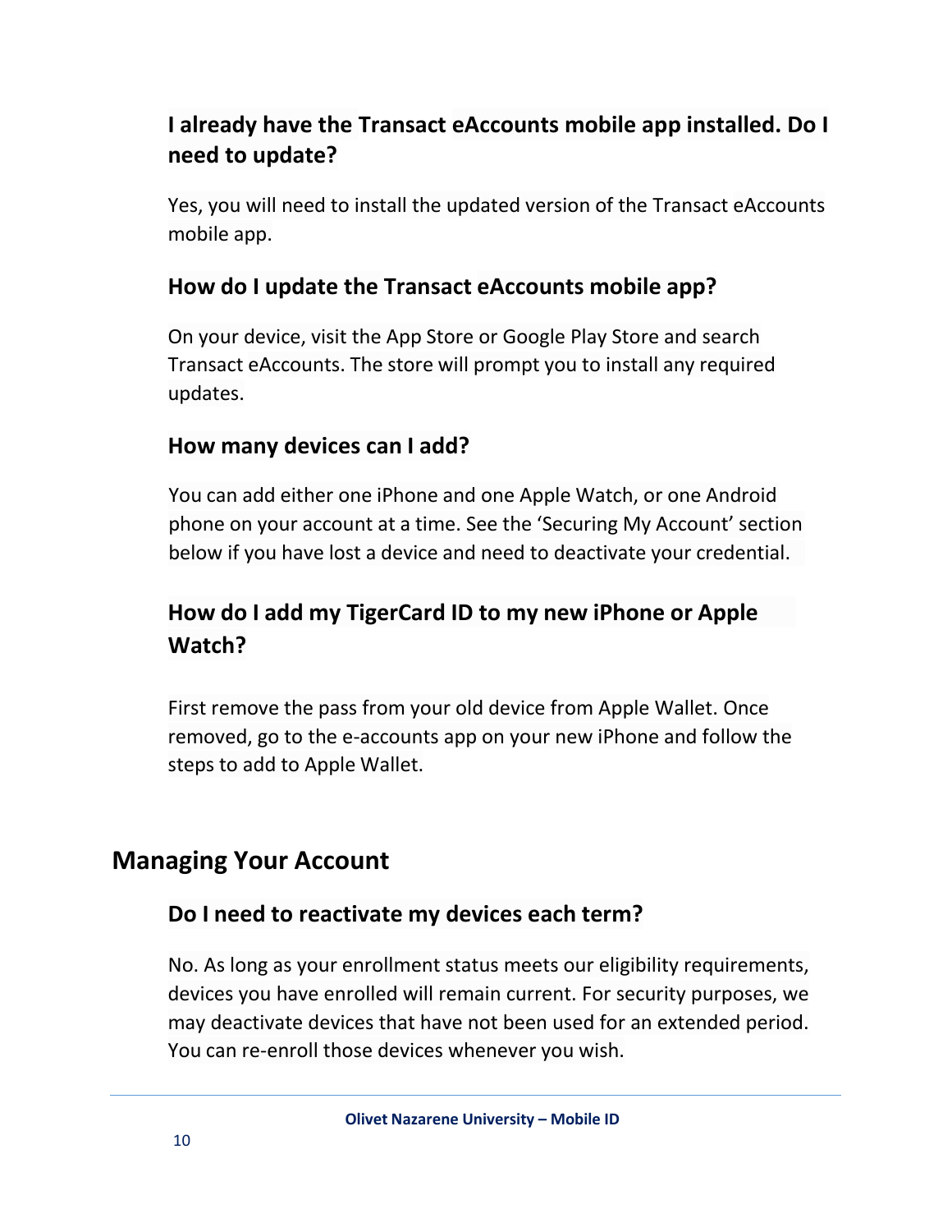### I already have the Transact eAccounts mobile app installed. Do I need to update?

Yes, you will need to install the updated version of the Transact eAccounts mobile app.

### How do I update the Transact eAccounts mobile app?

On your device, visit the App Store or Google Play Store and search Transact eAccounts. The store will prompt you to install any required updates.

### How many devices can I add?

You can add either one iPhone and one Apple Watch, or one Android phone on your account at a time. See the 'Securing My Account' section below if you have lost a device and need to deactivate your credential.

### How do I add my TigerCard ID to my new iPhone or Apple Watch?

First remove the pass from your old device from Apple Wallet. Once removed, go to the e-accounts app on your new iPhone and follow the steps to add to Apple Wallet.

## Managing Your Account

### Do I need to reactivate my devices each term?

No. As long as your enrollment status meets our eligibility requirements, devices you have enrolled will remain current. For security purposes, we may deactivate devices that have not been used for an extended period. You can re-enroll those devices whenever you wish.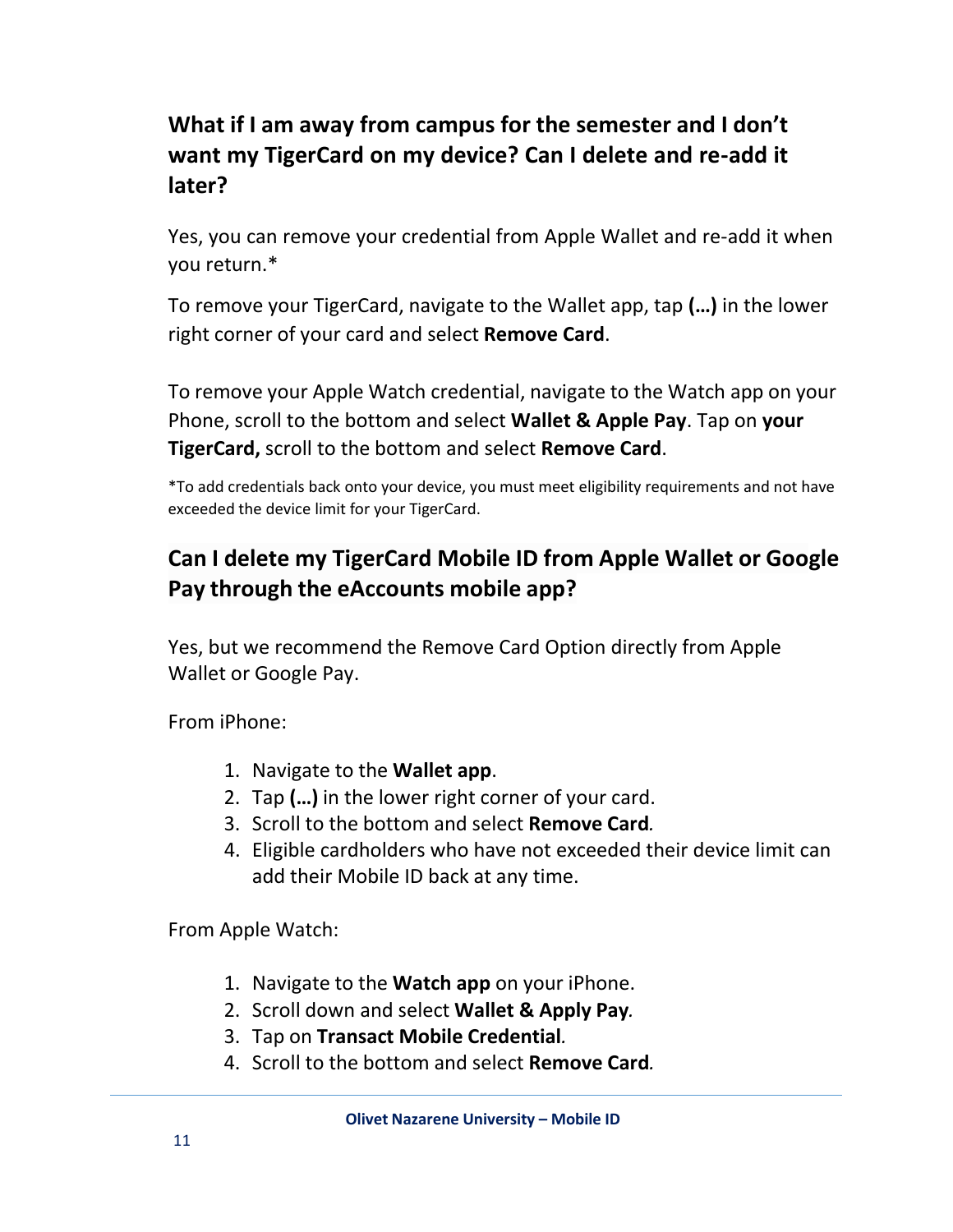## What if I am away from campus for the semester and I don't want my TigerCard on my device? Can I delete and re-add it later?

Yes, you can remove your credential from Apple Wallet and re-add it when you return.*

To remove your TigerCard, navigate to the Wallet app, tap **(…)** in the lower right corner of your card and select **Remove Card**.

To remove your Apple Watch credential, navigate to the Watch app on your Phone, scroll to the bottom and select **Wallet & Apple Pay**. Tap on **your TigerCard,** scroll to the bottom and select **Remove Card**.

*To add credentials back onto your device, you must meet eligibility requirements and not have exceeded the device limit for your TigerCard.

## Can I delete my TigerCard Mobile ID from Apple Wallet or Google Pay through the eAccounts mobile app?

Yes, but we recommend the Remove Card Option directly from Apple Wallet or Google Pay.

From iPhone:

1. Navigate to the **Wallet app**.
2. Tap **(…)** in the lower right corner of your card.
3. Scroll to the bottom and select **Remove Card**.
4. Eligible cardholders who have not exceeded their device limit can add their Mobile ID back at any time.

From Apple Watch:

1. Navigate to the **Watch app** on your iPhone.
2. Scroll down and select **Wallet & Apply Pay**.
3. Tap on **Transact Mobile Credential**.
4. Scroll to the bottom and select **Remove Card**.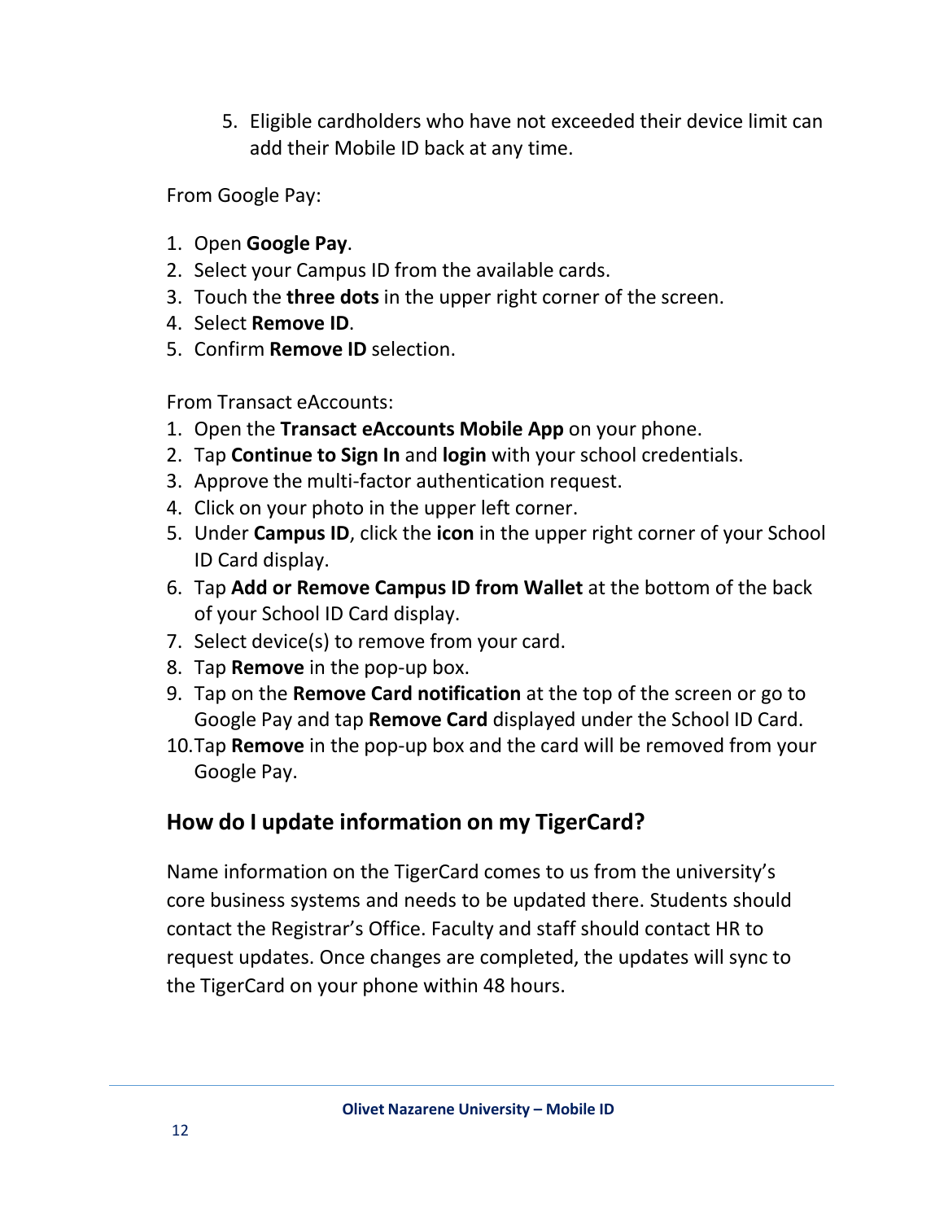5. Eligible cardholders who have not exceeded their device limit can add their Mobile ID back at any time.

From Google Pay:

1. Open **Google Pay**.
2. Select your Campus ID from the available cards.
3. Touch the **three dots** in the upper right corner of the screen.
4. Select **Remove ID**.
5. Confirm **Remove ID** selection.

From Transact eAccounts:

1. Open the **Transact eAccounts Mobile App** on your phone.
2. Tap **Continue to Sign In** and **login** with your school credentials.
3. Approve the multi-factor authentication request.
4. Click on your photo in the upper left corner.
5. Under **Campus ID**, click the **icon** in the upper right corner of your School ID Card display.
6. Tap **Add or Remove Campus ID from Wallet** at the bottom of the back of your School ID Card display.
7. Select device(s) to remove from your card.
8. Tap **Remove** in the pop-up box.
9. Tap on the **Remove Card notification** at the top of the screen or go to Google Pay and tap **Remove Card** displayed under the School ID Card.
10. Tap **Remove** in the pop-up box and the card will be removed from your Google Pay.

## How do I update information on my TigerCard?

Name information on the TigerCard comes to us from the university's core business systems and needs to be updated there. Students should contact the Registrar's Office. Faculty and staff should contact HR to request updates. Once changes are completed, the updates will sync to the TigerCard on your phone within 48 hours.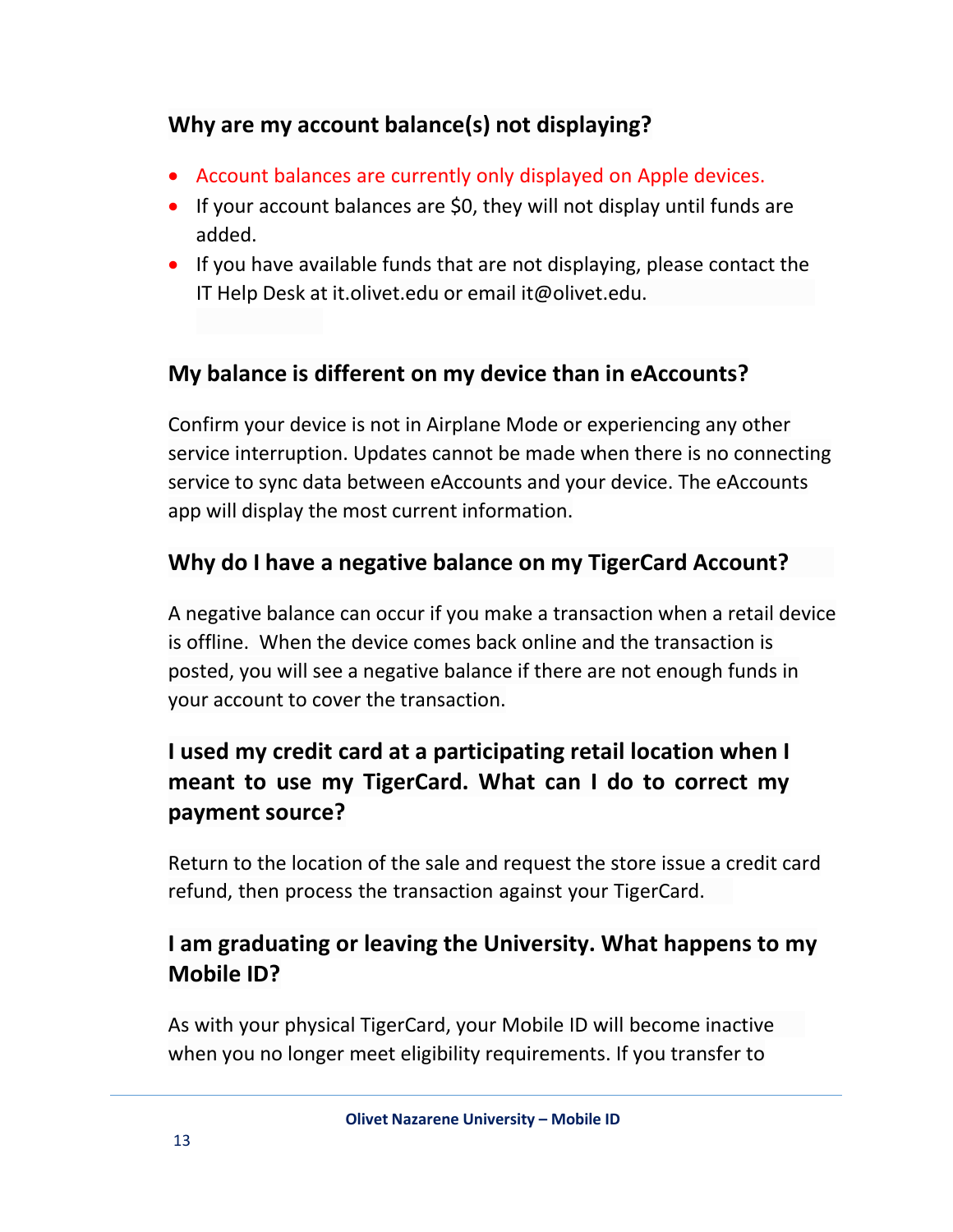## Why are my account balance(s) not displaying?

- Account balances are currently only displayed on Apple devices.
- If your account balances are $0, they will not display until funds are added.
- If you have available funds that are not displaying, please contact the IT Help Desk at it.olivet.edu or email it@olivet.edu.

## My balance is different on my device than in eAccounts?

Confirm your device is not in Airplane Mode or experiencing any other service interruption. Updates cannot be made when there is no connecting service to sync data between eAccounts and your device. The eAccounts app will display the most current information.

## Why do I have a negative balance on my TigerCard Account?

A negative balance can occur if you make a transaction when a retail device is offline. When the device comes back online and the transaction is posted, you will see a negative balance if there are not enough funds in your account to cover the transaction.

## I used my credit card at a participating retail location when I meant to use my TigerCard. What can I do to correct my payment source?

Return to the location of the sale and request the store issue a credit card refund, then process the transaction against your TigerCard.

## I am graduating or leaving the University. What happens to my Mobile ID?

As with your physical TigerCard, your Mobile ID will become inactive when you no longer meet eligibility requirements. If you transfer to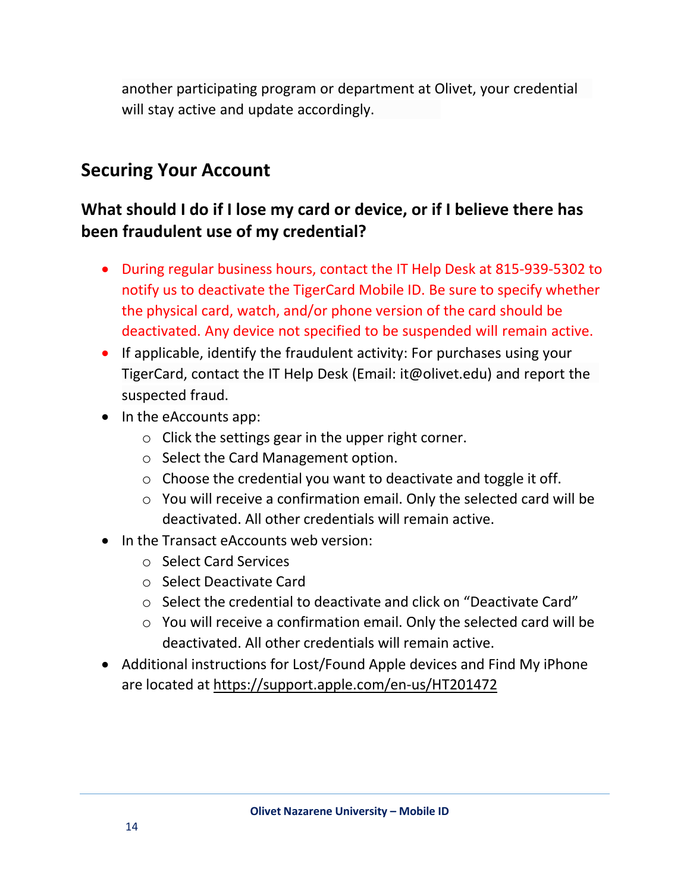another participating program or department at Olivet, your credential will stay active and update accordingly.

## Securing Your Account

### What should I do if I lose my card or device, or if I believe there has been fraudulent use of my credential?

- During regular business hours, contact the IT Help Desk at 815-939-5302 to notify us to deactivate the TigerCard Mobile ID. Be sure to specify whether the physical card, watch, and/or phone version of the card should be deactivated. Any device not specified to be suspended will remain active.
- If applicable, identify the fraudulent activity: For purchases using your TigerCard, contact the IT Help Desk (Email: it@olivet.edu) and report the suspected fraud.
- In the eAccounts app:
  - Click the settings gear in the upper right corner.
  - Select the Card Management option.
  - Choose the credential you want to deactivate and toggle it off.
  - You will receive a confirmation email. Only the selected card will be deactivated. All other credentials will remain active.
- In the Transact eAccounts web version:
  - Select Card Services
  - Select Deactivate Card
  - Select the credential to deactivate and click on "Deactivate Card"
  - You will receive a confirmation email. Only the selected card will be deactivated. All other credentials will remain active.
- Additional instructions for Lost/Found Apple devices and Find My iPhone are located at https://support.apple.com/en-us/HT201472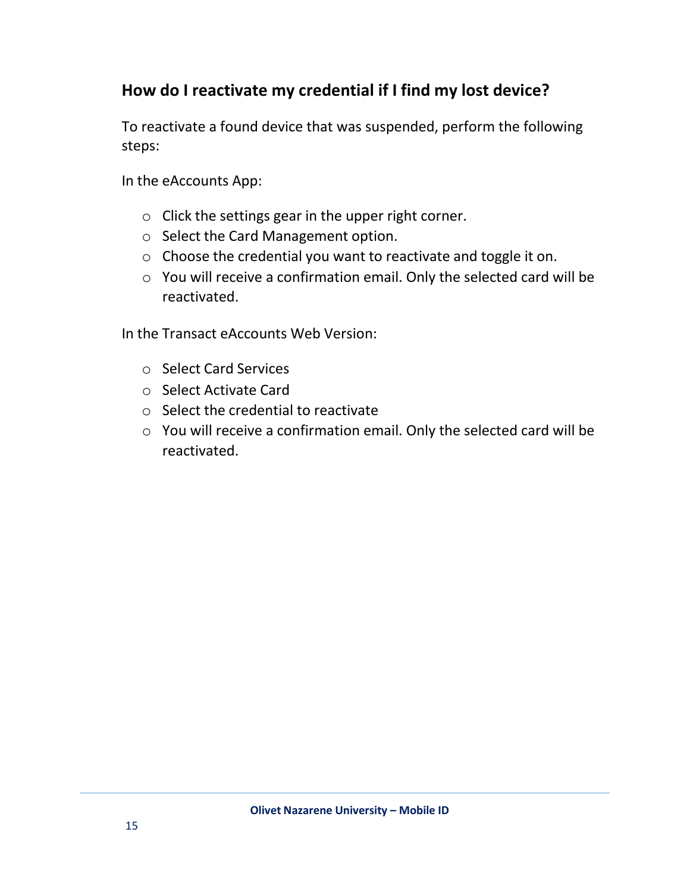## How do I reactivate my credential if I find my lost device?

To reactivate a found device that was suspended, perform the following steps:

In the eAccounts App:

- Click the settings gear in the upper right corner.
- Select the Card Management option.
- Choose the credential you want to reactivate and toggle it on.
- You will receive a confirmation email. Only the selected card will be reactivated.

In the Transact eAccounts Web Version:

- Select Card Services
- Select Activate Card
- Select the credential to reactivate
- You will receive a confirmation email. Only the selected card will be reactivated.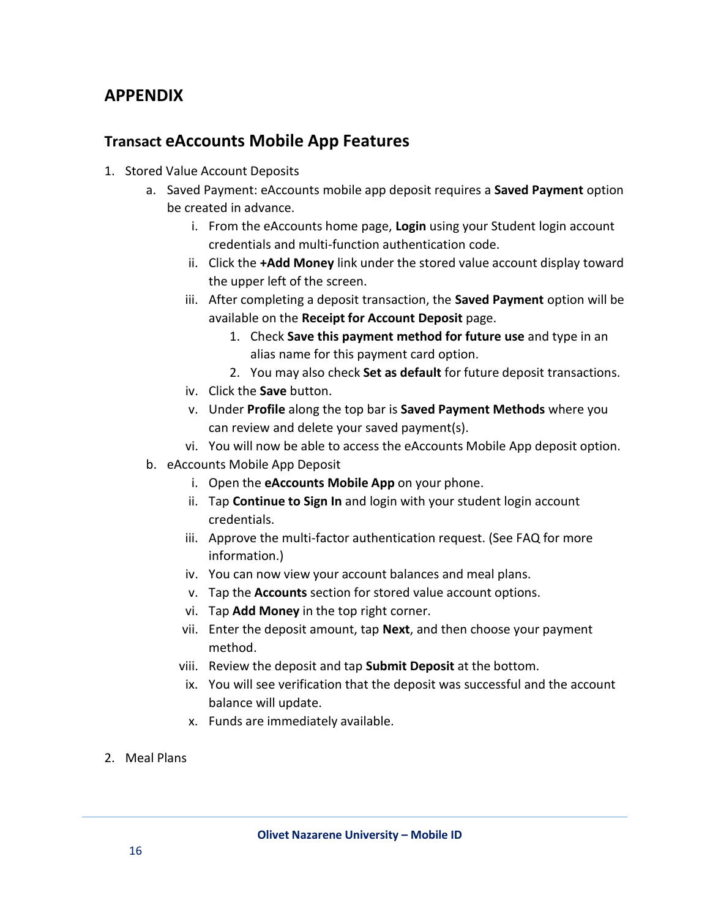## APPENDIX

### Transact eAccounts Mobile App Features

1. Stored Value Account Deposits
   a. Saved Payment: eAccounts mobile app deposit requires a **Saved Payment** option be created in advance.
      i. From the eAccounts home page, **Login** using your Student login account credentials and multi-function authentication code.
      ii. Click the **+Add Money** link under the stored value account display toward the upper left of the screen.
      iii. After completing a deposit transaction, the **Saved Payment** option will be available on the **Receipt for Account Deposit** page.
         1. Check **Save this payment method for future use** and type in an alias name for this payment card option.
         2. You may also check **Set as default** for future deposit transactions.
      iv. Click the **Save** button.
      v. Under **Profile** along the top bar is **Saved Payment Methods** where you can review and delete your saved payment(s).
      vi. You will now be able to access the eAccounts Mobile App deposit option.
   b. eAccounts Mobile App Deposit
      i. Open the **eAccounts Mobile App** on your phone.
      ii. Tap **Continue to Sign In** and login with your student login account credentials.
      iii. Approve the multi-factor authentication request. (See FAQ for more information.)
      iv. You can now view your account balances and meal plans.
      v. Tap the **Accounts** section for stored value account options.
      vi. Tap **Add Money** in the top right corner.
      vii. Enter the deposit amount, tap **Next**, and then choose your payment method.
      viii. Review the deposit and tap **Submit Deposit** at the bottom.
      ix. You will see verification that the deposit was successful and the account balance will update.
      x. Funds are immediately available.

2. Meal Plans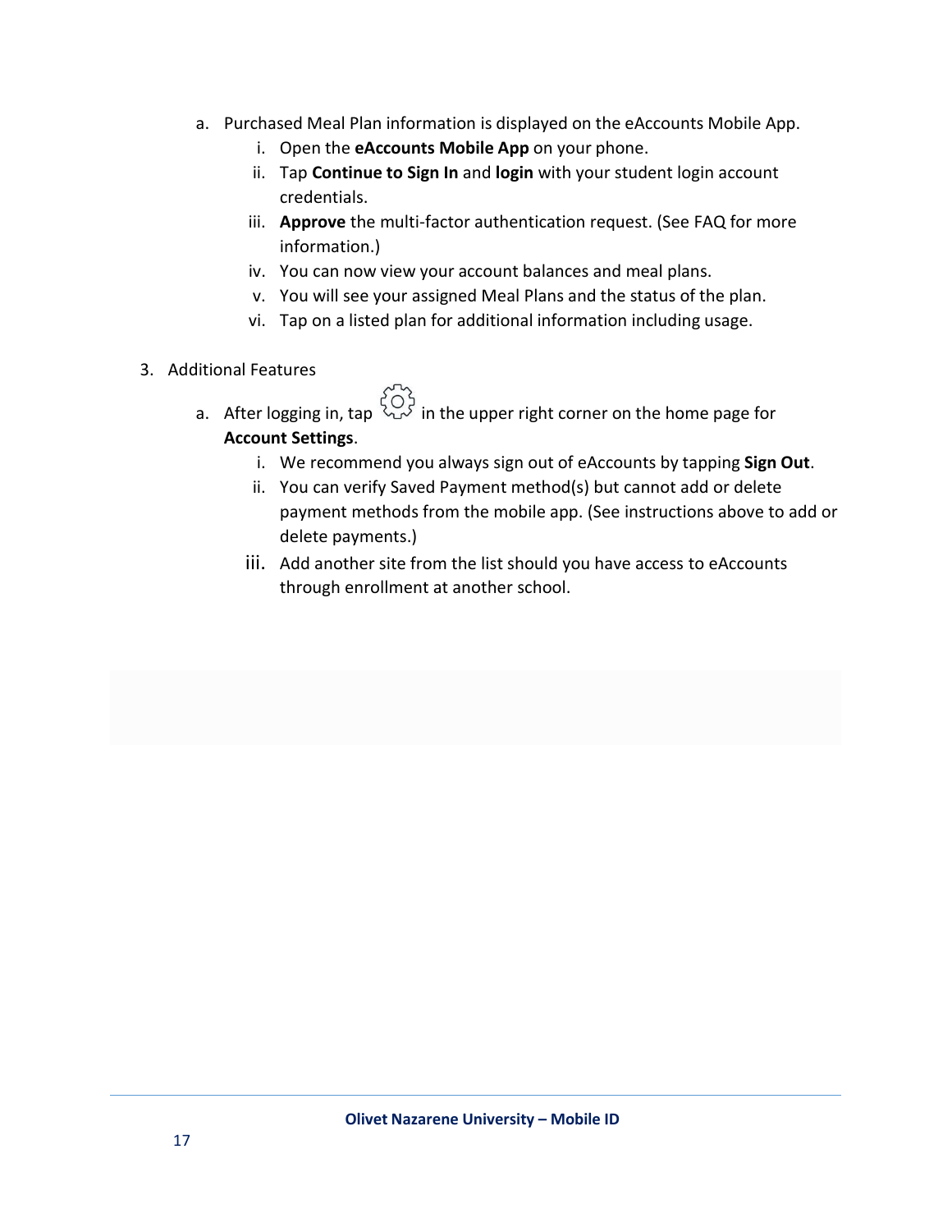a. Purchased Meal Plan information is displayed on the eAccounts Mobile App.
    i. Open the **eAccounts Mobile App** on your phone.
    ii. Tap **Continue to Sign In** and **login** with your student login account credentials.
    iii. **Approve** the multi-factor authentication request. (See FAQ for more information.)
    iv. You can now view your account balances and meal plans.
    v. You will see your assigned Meal Plans and the status of the plan.
    vi. Tap on a listed plan for additional information including usage.

3. Additional Features
    a. After logging in, tap ⚙ in the upper right corner on the home page for **Account Settings**.
        i. We recommend you always sign out of eAccounts by tapping **Sign Out**.
        ii. You can verify Saved Payment method(s) but cannot add or delete payment methods from the mobile app. (See instructions above to add or delete payments.)
        iii. Add another site from the list should you have access to eAccounts through enrollment at another school.